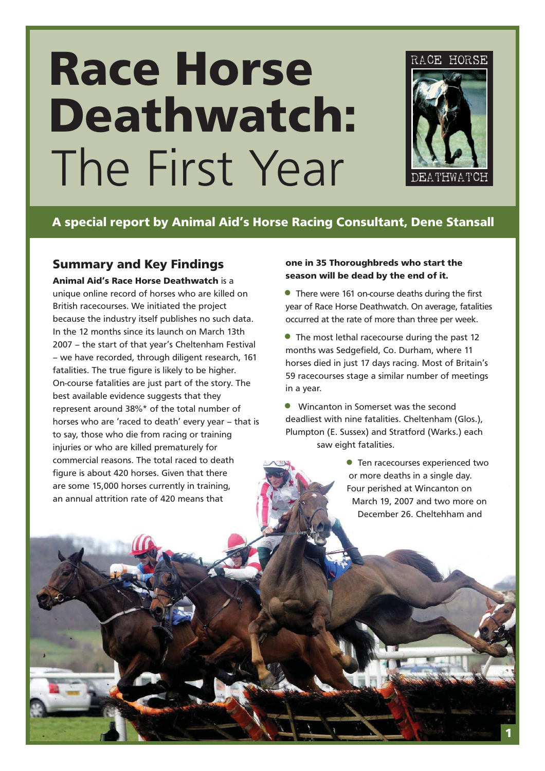# Race Horse Deathwatch: The First Year

**A special report by Animal Aid's Horse Racing Consultant, Dene Stansall**

## Summary and Key Findings

**Animal Aid's Race Horse Deathwatch** is a unique online record of horses who are killed on British racecourses. We initiated the project because the industry itself publishes no such data. In the 12 months since its launch on March 13th 2007 – the start of that year's Cheltenham Festival – we have recorded, through diligent research, 161 fatalities. The true figure is likely to be higher. On-course fatalities are just part of the story. The best available evidence suggests that they represent around 38%* of the total number of horses who are 'raced to death' every year – that is to say, those who die from racing or training injuries or who are killed prematurely for commercial reasons. The total raced to death figure is about 420 horses. Given that there are some 15,000 horses currently in training, an annual attrition rate of 420 means that **one in 35 Thoroughbreds who start the season will be dead by the end of it.**

- There were 161 on-course deaths during the first year of Race Horse Deathwatch. On average, fatalities occurred at the rate of more than three per week.
- The most lethal racecourse during the past 12 months was Sedgefield, Co. Durham, where 11 horses died in just 17 days racing. Most of Britain's 59 racecourses stage a similar number of meetings in a year.
- Wincanton in Somerset was the second deadliest with nine fatalities. Cheltenham (Glos.), Plumpton (E. Sussex) and Stratford (Warks.) each saw eight fatalities.
- Ten racecourses experienced two or more deaths in a single day. Four perished at Wincanton on March 19, 2007 and two more on December 26. Cheltehham and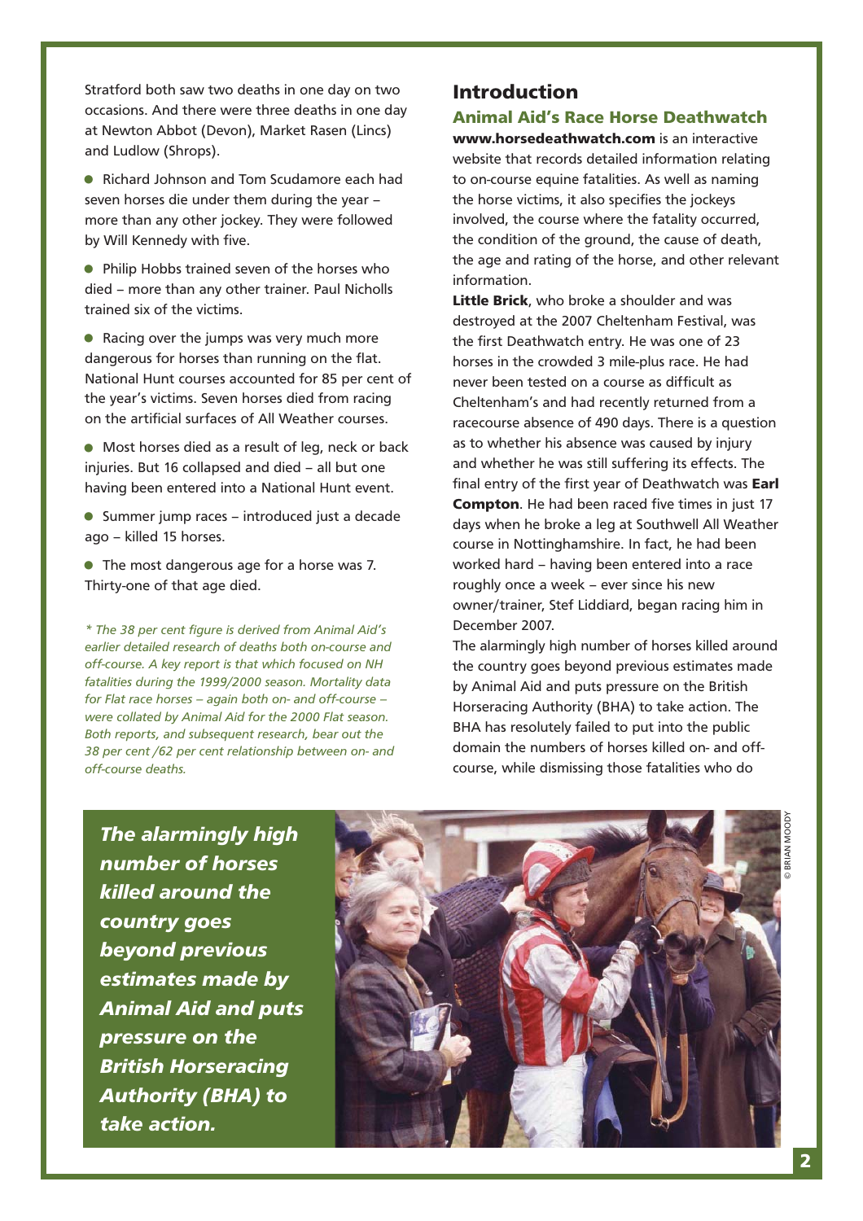Stratford both saw two deaths in one day on two occasions. And there were three deaths in one day at Newton Abbot (Devon), Market Rasen (Lincs) and Ludlow (Shrops).

- Richard Johnson and Tom Scudamore each had seven horses die under them during the year – more than any other jockey. They were followed by Will Kennedy with five.
- Philip Hobbs trained seven of the horses who died – more than any other trainer. Paul Nicholls trained six of the victims.
- Racing over the jumps was very much more dangerous for horses than running on the flat. National Hunt courses accounted for 85 per cent of the year's victims. Seven horses died from racing on the artificial surfaces of All Weather courses.
- Most horses died as a result of leg, neck or back injuries. But 16 collapsed and died – all but one having been entered into a National Hunt event.
- Summer jump races – introduced just a decade ago – killed 15 horses.
- The most dangerous age for a horse was 7. Thirty-one of that age died.

*\* The 38 per cent figure is derived from Animal Aid's earlier detailed research of deaths both on-course and off-course. A key report is that which focused on NH fatalities during the 1999/2000 season. Mortality data for Flat race horses – again both on- and off-course – were collated by Animal Aid for the 2000 Flat season. Both reports, and subsequent research, bear out the 38 per cent /62 per cent relationship between on- and off-course deaths.*

## Introduction

### Animal Aid's Race Horse Deathwatch

**www.horsedeathwatch.com** is an interactive website that records detailed information relating to on-course equine fatalities. As well as naming the horse victims, it also specifies the jockeys involved, the course where the fatality occurred, the condition of the ground, the cause of death, the age and rating of the horse, and other relevant information.

**Little Brick**, who broke a shoulder and was destroyed at the 2007 Cheltenham Festival, was the first Deathwatch entry. He was one of 23 horses in the crowded 3 mile-plus race. He had never been tested on a course as difficult as Cheltenham's and had recently returned from a racecourse absence of 490 days. There is a question as to whether his absence was caused by injury and whether he was still suffering its effects. The final entry of the first year of Deathwatch was **Earl Compton**. He had been raced five times in just 17 days when he broke a leg at Southwell All Weather course in Nottinghamshire. In fact, he had been worked hard – having been entered into a race roughly once a week – ever since his new owner/trainer, Stef Liddiard, began racing him in December 2007.

The alarmingly high number of horses killed around the country goes beyond previous estimates made by Animal Aid and puts pressure on the British Horseracing Authority (BHA) to take action. The BHA has resolutely failed to put into the public domain the numbers of horses killed on- and off-course, while dismissing those fatalities who do

***The alarmingly high number of horses killed around the country goes beyond previous estimates made by Animal Aid and puts pressure on the British Horseracing Authority (BHA) to take action.***

© BRIAN MOODY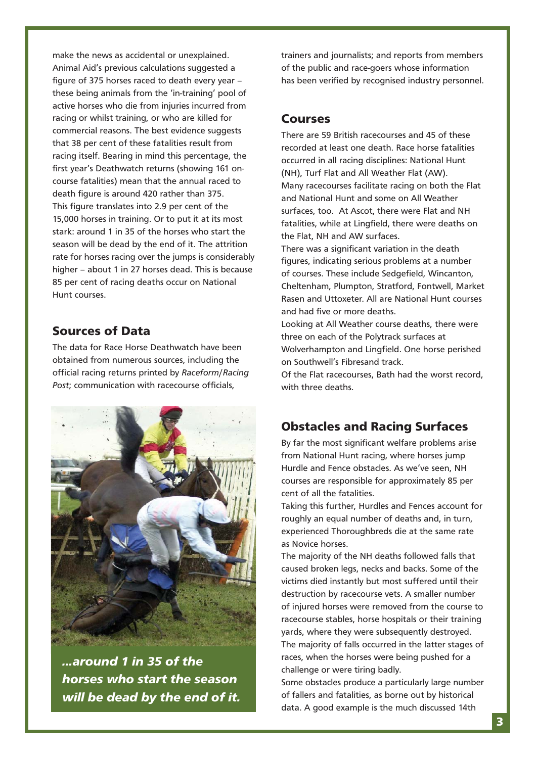make the news as accidental or unexplained. Animal Aid's previous calculations suggested a figure of 375 horses raced to death every year – these being animals from the 'in-training' pool of active horses who die from injuries incurred from racing or whilst training, or who are killed for commercial reasons. The best evidence suggests that 38 per cent of these fatalities result from racing itself. Bearing in mind this percentage, the first year's Deathwatch returns (showing 161 on-course fatalities) mean that the annual raced to death figure is around 420 rather than 375. This figure translates into 2.9 per cent of the 15,000 horses in training. Or to put it at its most stark: around 1 in 35 of the horses who start the season will be dead by the end of it. The attrition rate for horses racing over the jumps is considerably higher – about 1 in 27 horses dead. This is because 85 per cent of racing deaths occur on National Hunt courses.

## Sources of Data

The data for Race Horse Deathwatch have been obtained from numerous sources, including the official racing returns printed by *Raceform*/*Racing Post*; communication with racecourse officials, trainers and journalists; and reports from members of the public and race-goers whose information has been verified by recognised industry personnel.

***...around 1 in 35 of the horses who start the season will be dead by the end of it.***

## Courses

There are 59 British racecourses and 45 of these recorded at least one death. Race horse fatalities occurred in all racing disciplines: National Hunt (NH), Turf Flat and All Weather Flat (AW). Many racecourses facilitate racing on both the Flat and National Hunt and some on All Weather surfaces, too. At Ascot, there were Flat and NH fatalities, while at Lingfield, there were deaths on the Flat, NH and AW surfaces.

There was a significant variation in the death figures, indicating serious problems at a number of courses. These include Sedgefield, Wincanton, Cheltenham, Plumpton, Stratford, Fontwell, Market Rasen and Uttoxeter. All are National Hunt courses and had five or more deaths.

Looking at All Weather course deaths, there were three on each of the Polytrack surfaces at Wolverhampton and Lingfield. One horse perished on Southwell's Fibresand track.

Of the Flat racecourses, Bath had the worst record, with three deaths.

## Obstacles and Racing Surfaces

By far the most significant welfare problems arise from National Hunt racing, where horses jump Hurdle and Fence obstacles. As we've seen, NH courses are responsible for approximately 85 per cent of all the fatalities.

Taking this further, Hurdles and Fences account for roughly an equal number of deaths and, in turn, experienced Thoroughbreds die at the same rate as Novice horses.

The majority of the NH deaths followed falls that caused broken legs, necks and backs. Some of the victims died instantly but most suffered until their destruction by racecourse vets. A smaller number of injured horses were removed from the course to racecourse stables, horse hospitals or their training yards, where they were subsequently destroyed.

The majority of falls occurred in the latter stages of races, when the horses were being pushed for a challenge or were tiring badly.

Some obstacles produce a particularly large number of fallers and fatalities, as borne out by historical data. A good example is the much discussed 14th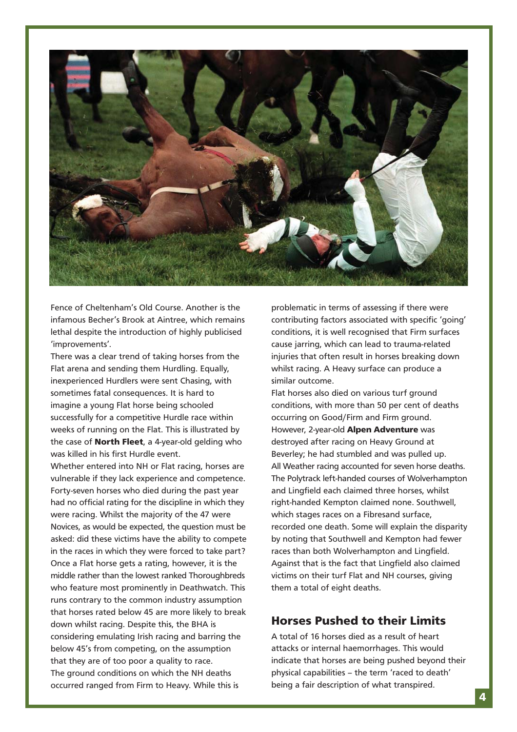Fence of Cheltenham's Old Course. Another is the infamous Becher's Brook at Aintree, which remains lethal despite the introduction of highly publicised 'improvements'.

There was a clear trend of taking horses from the Flat arena and sending them Hurdling. Equally, inexperienced Hurdlers were sent Chasing, with sometimes fatal consequences. It is hard to imagine a young Flat horse being schooled successfully for a competitive Hurdle race within weeks of running on the Flat. This is illustrated by the case of **North Fleet**, a 4-year-old gelding who was killed in his first Hurdle event.

Whether entered into NH or Flat racing, horses are vulnerable if they lack experience and competence. Forty-seven horses who died during the past year had no official rating for the discipline in which they were racing. Whilst the majority of the 47 were Novices, as would be expected, the question must be asked: did these victims have the ability to compete in the races in which they were forced to take part? Once a Flat horse gets a rating, however, it is the middle rather than the lowest ranked Thoroughbreds who feature most prominently in Deathwatch. This runs contrary to the common industry assumption that horses rated below 45 are more likely to break down whilst racing. Despite this, the BHA is considering emulating Irish racing and barring the below 45's from competing, on the assumption that they are of too poor a quality to race.

The ground conditions on which the NH deaths occurred ranged from Firm to Heavy. While this is problematic in terms of assessing if there were contributing factors associated with specific 'going' conditions, it is well recognised that Firm surfaces cause jarring, which can lead to trauma-related injuries that often result in horses breaking down whilst racing. A Heavy surface can produce a similar outcome.

Flat horses also died on various turf ground conditions, with more than 50 per cent of deaths occurring on Good/Firm and Firm ground. However, 2-year-old **Alpen Adventure** was destroyed after racing on Heavy Ground at Beverley; he had stumbled and was pulled up.

All Weather racing accounted for seven horse deaths. The Polytrack left-handed courses of Wolverhampton and Lingfield each claimed three horses, whilst right-handed Kempton claimed none. Southwell, which stages races on a Fibresand surface, recorded one death. Some will explain the disparity by noting that Southwell and Kempton had fewer races than both Wolverhampton and Lingfield. Against that is the fact that Lingfield also claimed victims on their turf Flat and NH courses, giving them a total of eight deaths.

## Horses Pushed to their Limits

A total of 16 horses died as a result of heart attacks or internal haemorrhages. This would indicate that horses are being pushed beyond their physical capabilities – the term 'raced to death' being a fair description of what transpired.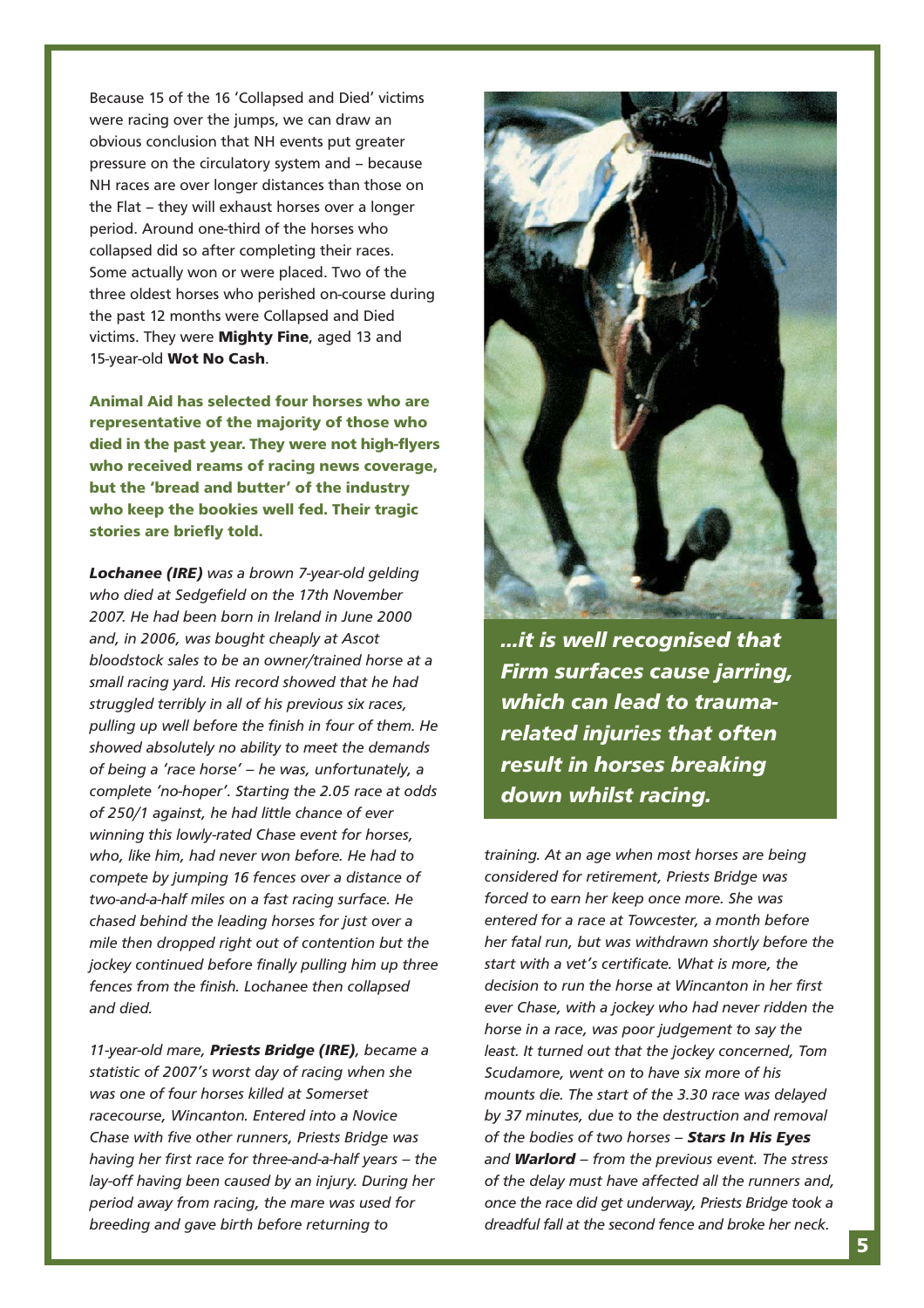Because 15 of the 16 'Collapsed and Died' victims were racing over the jumps, we can draw an obvious conclusion that NH events put greater pressure on the circulatory system and – because NH races are over longer distances than those on the Flat – they will exhaust horses over a longer period. Around one-third of the horses who collapsed did so after completing their races. Some actually won or were placed. Two of the three oldest horses who perished on-course during the past 12 months were Collapsed and Died victims. They were **Mighty Fine**, aged 13 and 15-year-old **Wot No Cash**.

**Animal Aid has selected four horses who are representative of the majority of those who died in the past year. They were not high-flyers who received reams of racing news coverage, but the 'bread and butter' of the industry who keep the bookies well fed. Their tragic stories are briefly told.**

***Lochanee (IRE)*** *was a brown 7-year-old gelding who died at Sedgefield on the 17th November 2007. He had been born in Ireland in June 2000 and, in 2006, was bought cheaply at Ascot bloodstock sales to be an owner/trained horse at a small racing yard. His record showed that he had struggled terribly in all of his previous six races, pulling up well before the finish in four of them. He showed absolutely no ability to meet the demands of being a 'race horse' – he was, unfortunately, a complete 'no-hoper'. Starting the 2.05 race at odds of 250/1 against, he had little chance of ever winning this lowly-rated Chase event for horses, who, like him, had never won before. He had to compete by jumping 16 fences over a distance of two-and-a-half miles on a fast racing surface. He chased behind the leading horses for just over a mile then dropped right out of contention but the jockey continued before finally pulling him up three fences from the finish. Lochanee then collapsed and died.*

*11-year-old mare,* ***Priests Bridge (IRE)****, became a statistic of 2007's worst day of racing when she was one of four horses killed at Somerset racecourse, Wincanton. Entered into a Novice Chase with five other runners, Priests Bridge was having her first race for three-and-a-half years – the lay-off having been caused by an injury. During her period away from racing, the mare was used for breeding and gave birth before returning to training. At an age when most horses are being considered for retirement, Priests Bridge was forced to earn her keep once more. She was entered for a race at Towcester, a month before her fatal run, but was withdrawn shortly before the start with a vet's certificate. What is more, the decision to run the horse at Wincanton in her first ever Chase, with a jockey who had never ridden the horse in a race, was poor judgement to say the least. It turned out that the jockey concerned, Tom Scudamore, went on to have six more of his mounts die. The start of the 3.30 race was delayed by 37 minutes, due to the destruction and removal of the bodies of two horses –* ***Stars In His Eyes*** *and* ***Warlord*** *– from the previous event. The stress of the delay must have affected all the runners and, once the race did get underway, Priests Bridge took a dreadful fall at the second fence and broke her neck.*

***...it is well recognised that Firm surfaces cause jarring, which can lead to trauma-related injuries that often result in horses breaking down whilst racing.***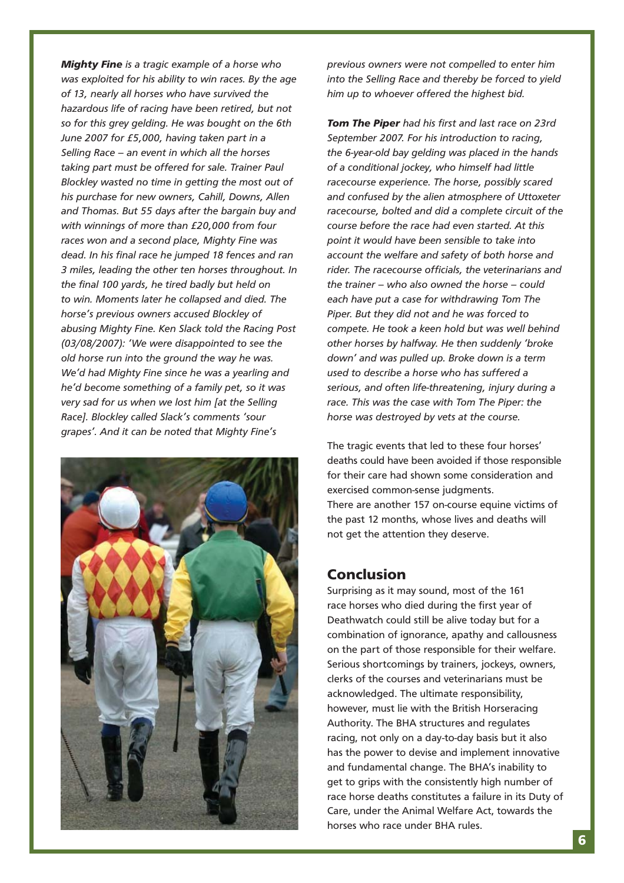***Mighty Fine*** *is a tragic example of a horse who was exploited for his ability to win races. By the age of 13, nearly all horses who have survived the hazardous life of racing have been retired, but not so for this grey gelding. He was bought on the 6th June 2007 for £5,000, having taken part in a Selling Race – an event in which all the horses taking part must be offered for sale. Trainer Paul Blockley wasted no time in getting the most out of his purchase for new owners, Cahill, Downs, Allen and Thomas. But 55 days after the bargain buy and with winnings of more than £20,000 from four races won and a second place, Mighty Fine was dead. In his final race he jumped 18 fences and ran 3 miles, leading the other ten horses throughout. In the final 100 yards, he tired badly but held on to win. Moments later he collapsed and died. The horse's previous owners accused Blockley of abusing Mighty Fine. Ken Slack told the Racing Post (03/08/2007): 'We were disappointed to see the old horse run into the ground the way he was. We'd had Mighty Fine since he was a yearling and he'd become something of a family pet, so it was very sad for us when we lost him [at the Selling Race]. Blockley called Slack's comments 'sour grapes'. And it can be noted that Mighty Fine's previous owners were not compelled to enter him into the Selling Race and thereby be forced to yield him up to whoever offered the highest bid.*

***Tom The Piper*** *had his first and last race on 23rd September 2007. For his introduction to racing, the 6-year-old bay gelding was placed in the hands of a conditional jockey, who himself had little racecourse experience. The horse, possibly scared and confused by the alien atmosphere of Uttoxeter racecourse, bolted and did a complete circuit of the course before the race had even started. At this point it would have been sensible to take into account the welfare and safety of both horse and rider. The racecourse officials, the veterinarians and the trainer – who also owned the horse – could each have put a case for withdrawing Tom The Piper. But they did not and he was forced to compete. He took a keen hold but was well behind other horses by halfway. He then suddenly 'broke down' and was pulled up. Broke down is a term used to describe a horse who has suffered a serious, and often life-threatening, injury during a race. This was the case with Tom The Piper: the horse was destroyed by vets at the course.*

The tragic events that led to these four horses' deaths could have been avoided if those responsible for their care had shown some consideration and exercised common-sense judgments.
There are another 157 on-course equine victims of the past 12 months, whose lives and deaths will not get the attention they deserve.

## Conclusion

Surprising as it may sound, most of the 161 race horses who died during the first year of Deathwatch could still be alive today but for a combination of ignorance, apathy and callousness on the part of those responsible for their welfare. Serious shortcomings by trainers, jockeys, owners, clerks of the courses and veterinarians must be acknowledged. The ultimate responsibility, however, must lie with the British Horseracing Authority. The BHA structures and regulates racing, not only on a day-to-day basis but it also has the power to devise and implement innovative and fundamental change. The BHA's inability to get to grips with the consistently high number of race horse deaths constitutes a failure in its Duty of Care, under the Animal Welfare Act, towards the horses who race under BHA rules.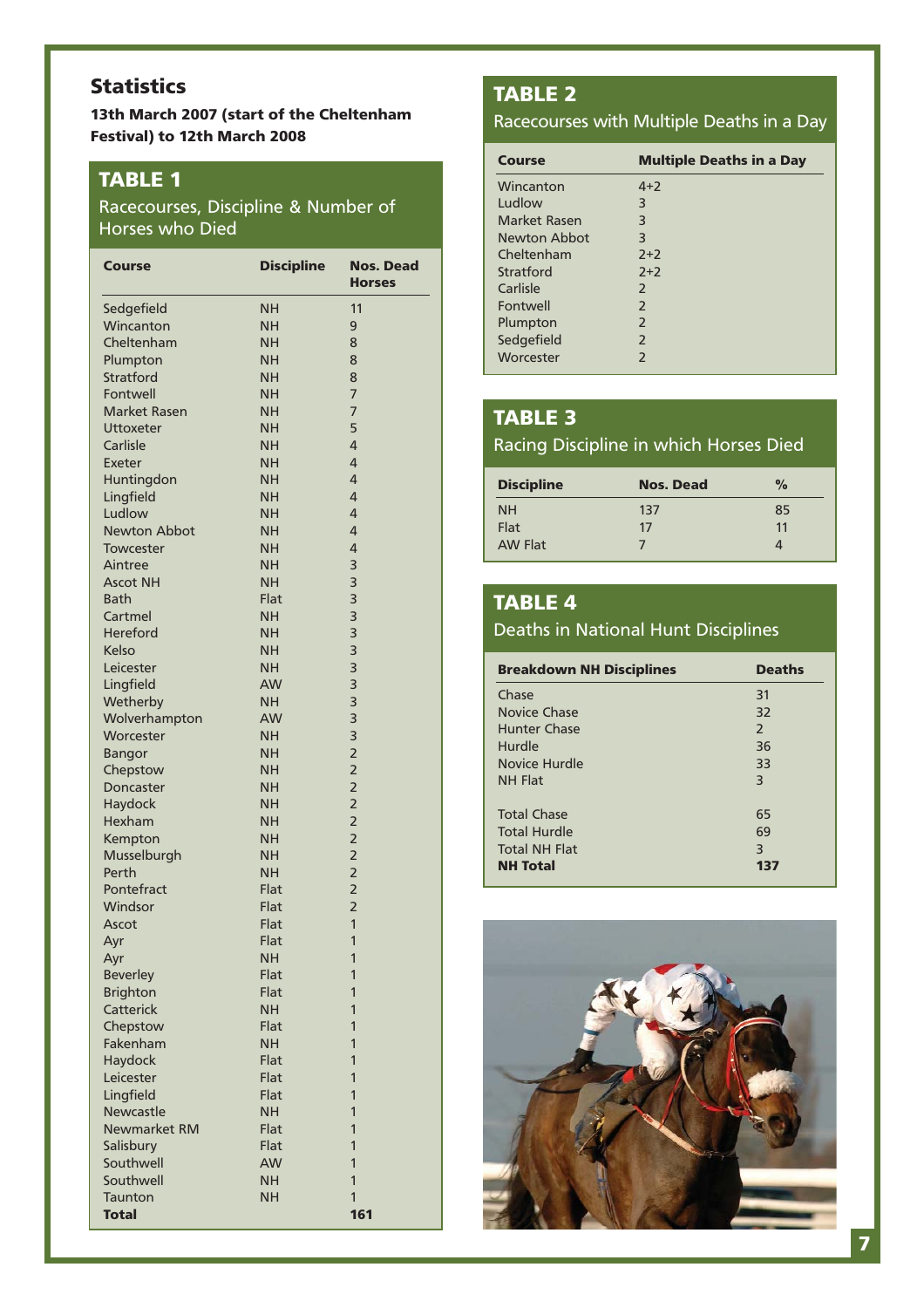## Statistics

**13th March 2007 (start of the Cheltenham Festival) to 12th March 2008**

### TABLE 1

Racecourses, Discipline & Number of Horses who Died

| Course | Discipline | Nos. Dead Horses |
|---|---|---|
| Sedgefield | NH | 11 |
| Wincanton | NH | 9 |
| Cheltenham | NH | 8 |
| Plumpton | NH | 8 |
| Stratford | NH | 8 |
| Fontwell | NH | 7 |
| Market Rasen | NH | 7 |
| Uttoxeter | NH | 5 |
| Carlisle | NH | 4 |
| Exeter | NH | 4 |
| Huntingdon | NH | 4 |
| Lingfield | NH | 4 |
| Ludlow | NH | 4 |
| Newton Abbot | NH | 4 |
| Towcester | NH | 4 |
| Aintree | NH | 3 |
| Ascot NH | NH | 3 |
| Bath | Flat | 3 |
| Cartmel | NH | 3 |
| Hereford | NH | 3 |
| Kelso | NH | 3 |
| Leicester | NH | 3 |
| Lingfield | AW | 3 |
| Wetherby | NH | 3 |
| Wolverhampton | AW | 3 |
| Worcester | NH | 3 |
| Bangor | NH | 2 |
| Chepstow | NH | 2 |
| Doncaster | NH | 2 |
| Haydock | NH | 2 |
| Hexham | NH | 2 |
| Kempton | NH | 2 |
| Musselburgh | NH | 2 |
| Perth | NH | 2 |
| Pontefract | Flat | 2 |
| Windsor | Flat | 2 |
| Ascot | Flat | 1 |
| Ayr | Flat | 1 |
| Ayr | NH | 1 |
| Beverley | Flat | 1 |
| Brighton | Flat | 1 |
| Catterick | NH | 1 |
| Chepstow | Flat | 1 |
| Fakenham | NH | 1 |
| Haydock | Flat | 1 |
| Leicester | Flat | 1 |
| Lingfield | Flat | 1 |
| Newcastle | NH | 1 |
| Newmarket RM | Flat | 1 |
| Salisbury | Flat | 1 |
| Southwell | AW | 1 |
| Southwell | NH | 1 |
| Taunton | NH | 1 |
| **Total** | | **161** |

### TABLE 2

Racecourses with Multiple Deaths in a Day

| Course | Multiple Deaths in a Day |
|---|---|
| Wincanton | 4+2 |
| Ludlow | 3 |
| Market Rasen | 3 |
| Newton Abbot | 3 |
| Cheltenham | 2+2 |
| Stratford | 2+2 |
| Carlisle | 2 |
| Fontwell | 2 |
| Plumpton | 2 |
| Sedgefield | 2 |
| Worcester | 2 |

### TABLE 3

Racing Discipline in which Horses Died

| Discipline | Nos. Dead | % |
|---|---|---|
| NH | 137 | 85 |
| Flat | 17 | 11 |
| AW Flat | 7 | 4 |

### TABLE 4

Deaths in National Hunt Disciplines

| Breakdown NH Disciplines | Deaths |
|---|---|
| Chase | 31 |
| Novice Chase | 32 |
| Hunter Chase | 2 |
| Hurdle | 36 |
| Novice Hurdle | 33 |
| NH Flat | 3 |
| | |
| Total Chase | 65 |
| Total Hurdle | 69 |
| Total NH Flat | 3 |
| **NH Total** | **137** |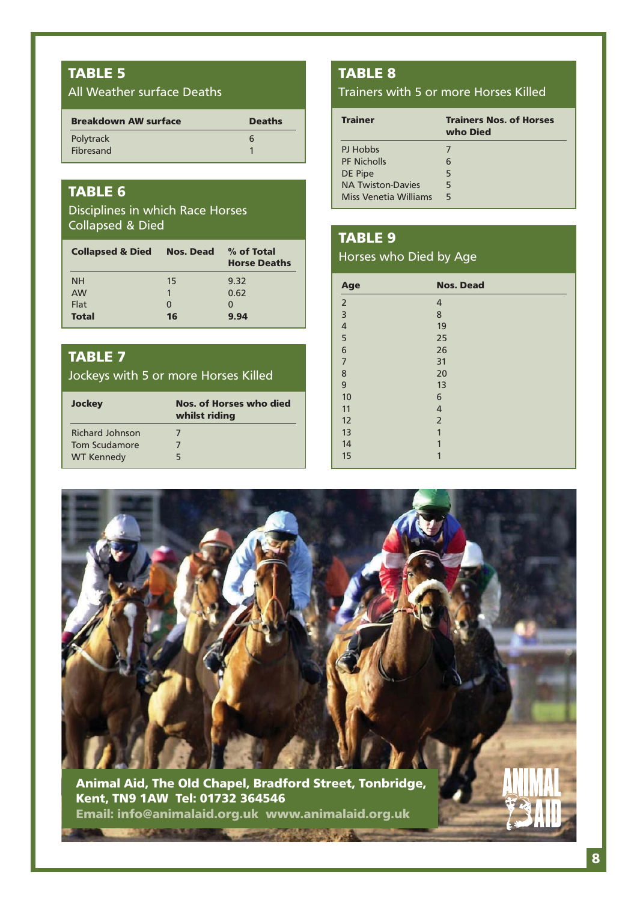## TABLE 5

All Weather surface Deaths

| Breakdown AW surface | Deaths |
|---|---|
| Polytrack | 6 |
| Fibresand | 1 |

## TABLE 6

Disciplines in which Race Horses Collapsed & Died

| Collapsed & Died | Nos. Dead | % of Total Horse Deaths |
|---|---|---|
| NH | 15 | 9.32 |
| AW | 1 | 0.62 |
| Flat | 0 | 0 |
| **Total** | **16** | **9.94** |

## TABLE 7

Jockeys with 5 or more Horses Killed

| Jockey | Nos. of Horses who died whilst riding |
|---|---|
| Richard Johnson | 7 |
| Tom Scudamore | 7 |
| WT Kennedy | 5 |

## TABLE 8

Trainers with 5 or more Horses Killed

| Trainer | Trainers Nos. of Horses who Died |
|---|---|
| PJ Hobbs | 7 |
| PF Nicholls | 6 |
| DE Pipe | 5 |
| NA Twiston-Davies | 5 |
| Miss Venetia Williams | 5 |

## TABLE 9

Horses who Died by Age

| Age | Nos. Dead |
|---|---|
| 2 | 4 |
| 3 | 8 |
| 4 | 19 |
| 5 | 25 |
| 6 | 26 |
| 7 | 31 |
| 8 | 20 |
| 9 | 13 |
| 10 | 6 |
| 11 | 4 |
| 12 | 2 |
| 13 | 1 |
| 14 | 1 |
| 15 | 1 |

**Animal Aid, The Old Chapel, Bradford Street, Tonbridge, Kent, TN9 1AW Tel: 01732 364546**
**Email: info@animalaid.org.uk www.animalaid.org.uk**